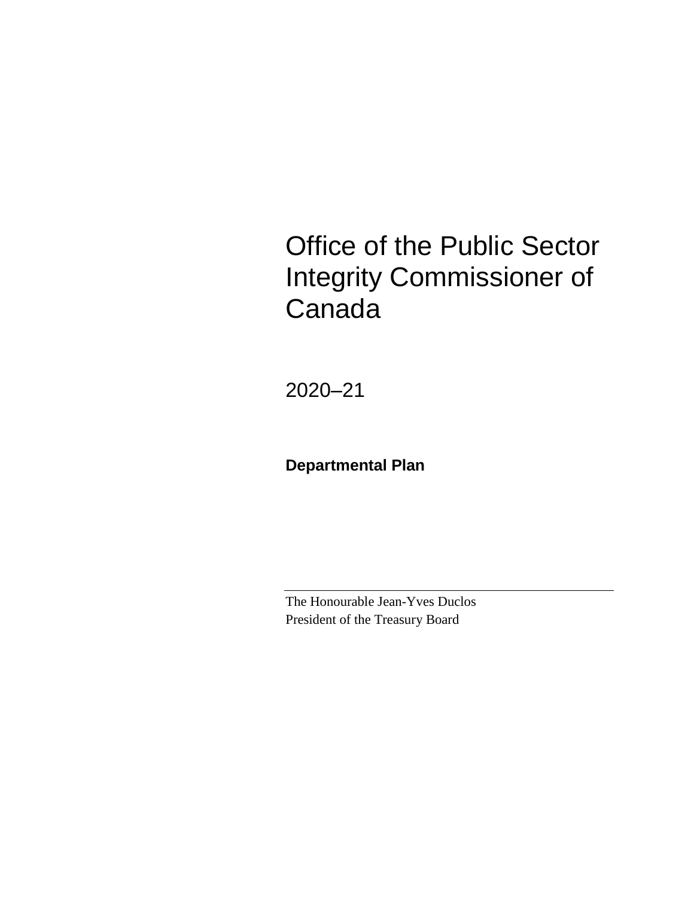# Office of the Public Sector Integrity Commissioner of Canada

2020–21

**Departmental Plan**

The Honourable Jean-Yves Duclos
President of the Treasury Board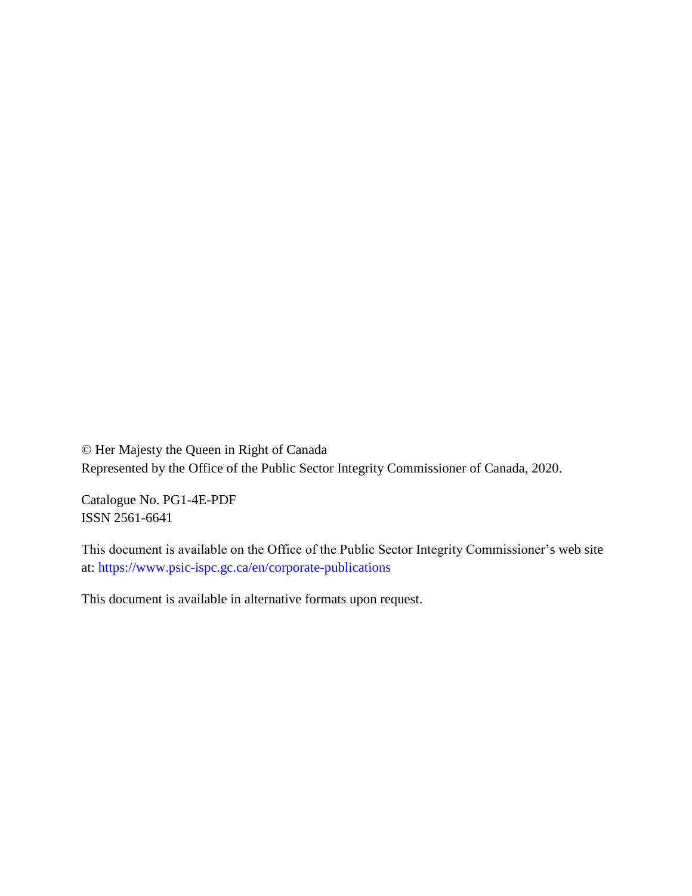© Her Majesty the Queen in Right of Canada
Represented by the Office of the Public Sector Integrity Commissioner of Canada, 2020.

Catalogue No. PG1-4E-PDF
ISSN 2561-6641

This document is available on the Office of the Public Sector Integrity Commissioner's web site at: https://www.psic-ispc.gc.ca/en/corporate-publications

This document is available in alternative formats upon request.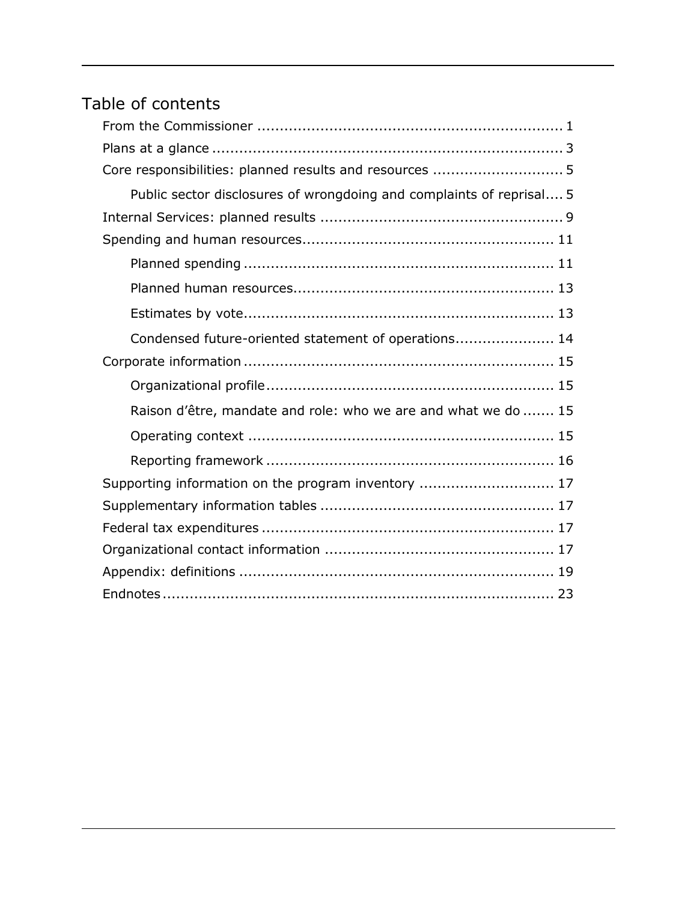# Table of contents

- From the Commissioner ..... 1
- Plans at a glance ..... 3
- Core responsibilities: planned results and resources ..... 5
  - Public sector disclosures of wrongdoing and complaints of reprisal ..... 5
- Internal Services: planned results ..... 9
- Spending and human resources ..... 11
  - Planned spending ..... 11
  - Planned human resources ..... 13
  - Estimates by vote ..... 13
  - Condensed future-oriented statement of operations ..... 14
- Corporate information ..... 15
  - Organizational profile ..... 15
  - Raison d'être, mandate and role: who we are and what we do ..... 15
  - Operating context ..... 15
  - Reporting framework ..... 16
- Supporting information on the program inventory ..... 17
- Supplementary information tables ..... 17
- Federal tax expenditures ..... 17
- Organizational contact information ..... 17
- Appendix: definitions ..... 19
- Endnotes ..... 23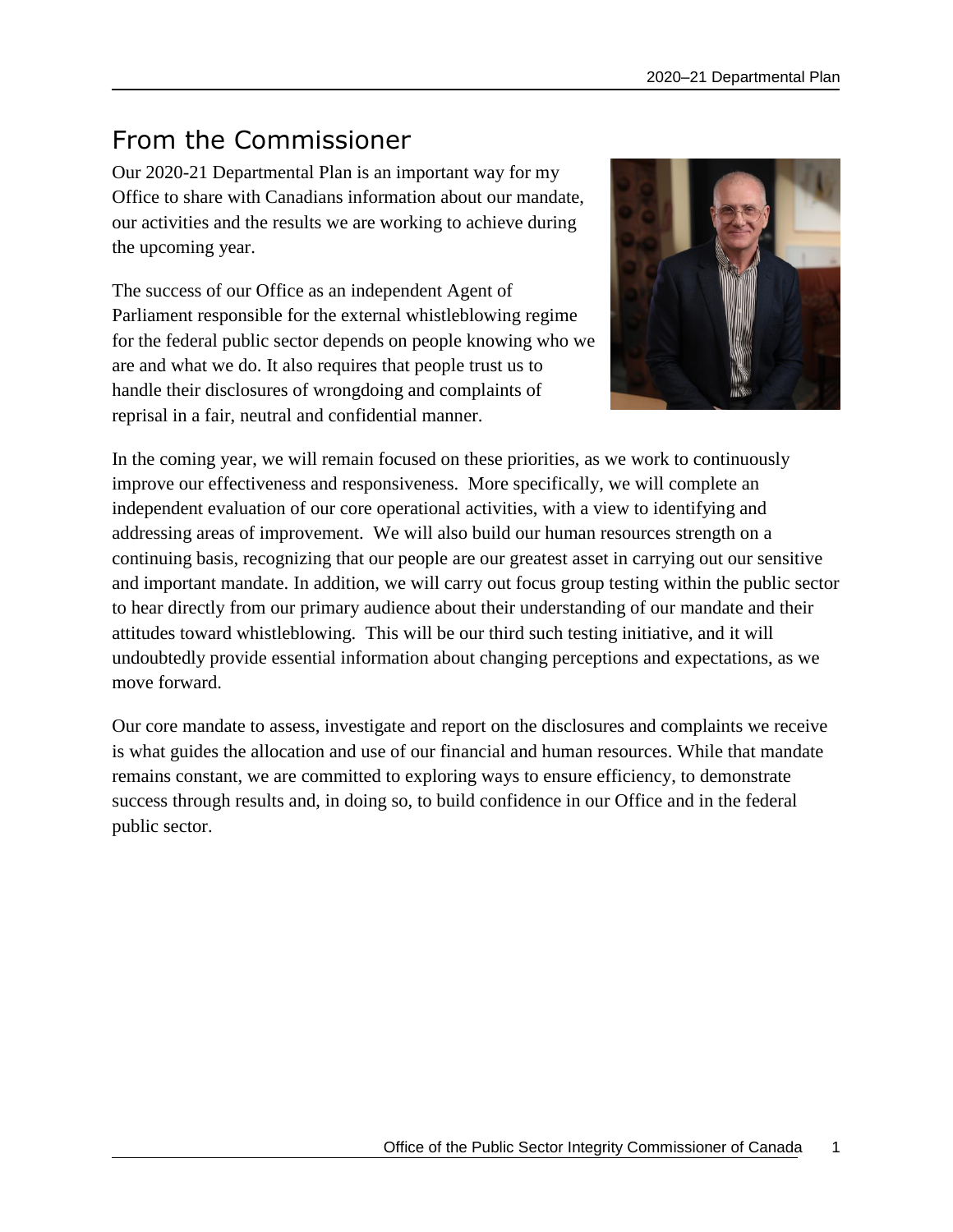# From the Commissioner

Our 2020-21 Departmental Plan is an important way for my Office to share with Canadians information about our mandate, our activities and the results we are working to achieve during the upcoming year.

The success of our Office as an independent Agent of Parliament responsible for the external whistleblowing regime for the federal public sector depends on people knowing who we are and what we do. It also requires that people trust us to handle their disclosures of wrongdoing and complaints of reprisal in a fair, neutral and confidential manner.

In the coming year, we will remain focused on these priorities, as we work to continuously improve our effectiveness and responsiveness. More specifically, we will complete an independent evaluation of our core operational activities, with a view to identifying and addressing areas of improvement. We will also build our human resources strength on a continuing basis, recognizing that our people are our greatest asset in carrying out our sensitive and important mandate. In addition, we will carry out focus group testing within the public sector to hear directly from our primary audience about their understanding of our mandate and their attitudes toward whistleblowing. This will be our third such testing initiative, and it will undoubtedly provide essential information about changing perceptions and expectations, as we move forward.

Our core mandate to assess, investigate and report on the disclosures and complaints we receive is what guides the allocation and use of our financial and human resources. While that mandate remains constant, we are committed to exploring ways to ensure efficiency, to demonstrate success through results and, in doing so, to build confidence in our Office and in the federal public sector.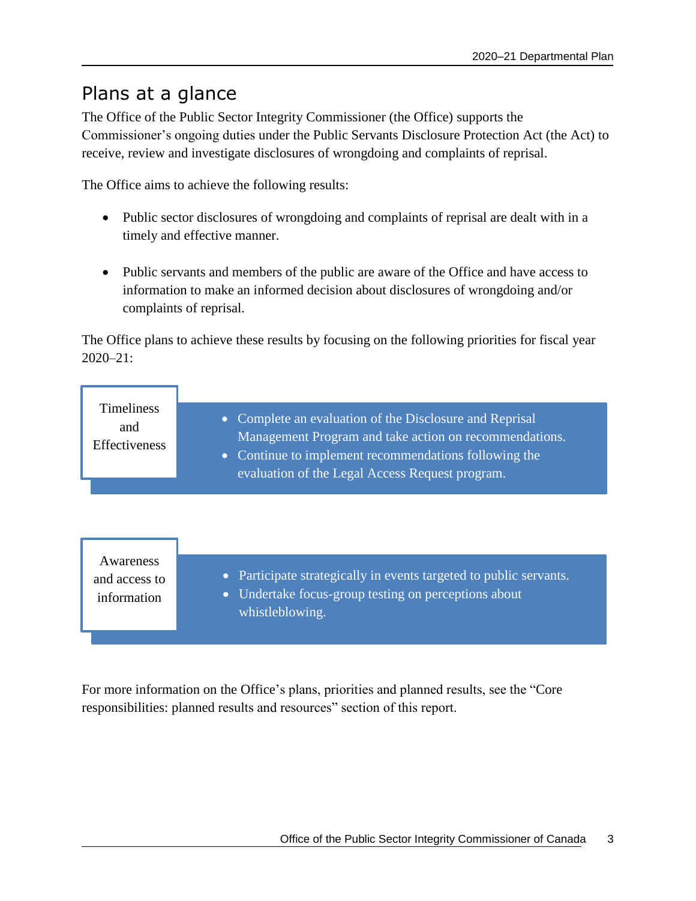## Plans at a glance

The Office of the Public Sector Integrity Commissioner (the Office) supports the Commissioner's ongoing duties under the Public Servants Disclosure Protection Act (the Act) to receive, review and investigate disclosures of wrongdoing and complaints of reprisal.

The Office aims to achieve the following results:

- Public sector disclosures of wrongdoing and complaints of reprisal are dealt with in a timely and effective manner.
- Public servants and members of the public are aware of the Office and have access to information to make an informed decision about disclosures of wrongdoing and/or complaints of reprisal.

The Office plans to achieve these results by focusing on the following priorities for fiscal year 2020–21:

**Timeliness and Effectiveness**

- Complete an evaluation of the Disclosure and Reprisal Management Program and take action on recommendations.
- Continue to implement recommendations following the evaluation of the Legal Access Request program.

**Awareness and access to information**

- Participate strategically in events targeted to public servants.
- Undertake focus-group testing on perceptions about whistleblowing.

For more information on the Office's plans, priorities and planned results, see the "Core responsibilities: planned results and resources" section of this report.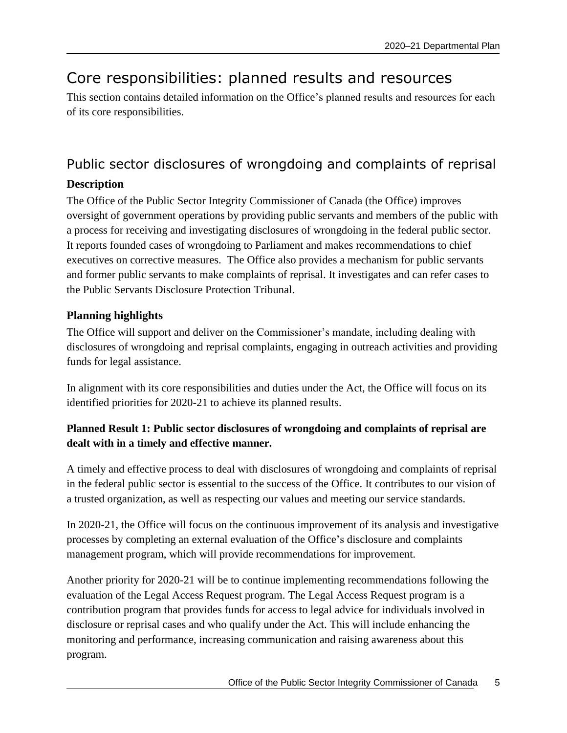# Core responsibilities: planned results and resources

This section contains detailed information on the Office's planned results and resources for each of its core responsibilities.

## Public sector disclosures of wrongdoing and complaints of reprisal

### Description

The Office of the Public Sector Integrity Commissioner of Canada (the Office) improves oversight of government operations by providing public servants and members of the public with a process for receiving and investigating disclosures of wrongdoing in the federal public sector. It reports founded cases of wrongdoing to Parliament and makes recommendations to chief executives on corrective measures. The Office also provides a mechanism for public servants and former public servants to make complaints of reprisal. It investigates and can refer cases to the Public Servants Disclosure Protection Tribunal.

### Planning highlights

The Office will support and deliver on the Commissioner's mandate, including dealing with disclosures of wrongdoing and reprisal complaints, engaging in outreach activities and providing funds for legal assistance.

In alignment with its core responsibilities and duties under the Act, the Office will focus on its identified priorities for 2020-21 to achieve its planned results.

**Planned Result 1: Public sector disclosures of wrongdoing and complaints of reprisal are dealt with in a timely and effective manner.**

A timely and effective process to deal with disclosures of wrongdoing and complaints of reprisal in the federal public sector is essential to the success of the Office. It contributes to our vision of a trusted organization, as well as respecting our values and meeting our service standards.

In 2020-21, the Office will focus on the continuous improvement of its analysis and investigative processes by completing an external evaluation of the Office's disclosure and complaints management program, which will provide recommendations for improvement.

Another priority for 2020-21 will be to continue implementing recommendations following the evaluation of the Legal Access Request program. The Legal Access Request program is a contribution program that provides funds for access to legal advice for individuals involved in disclosure or reprisal cases and who qualify under the Act. This will include enhancing the monitoring and performance, increasing communication and raising awareness about this program.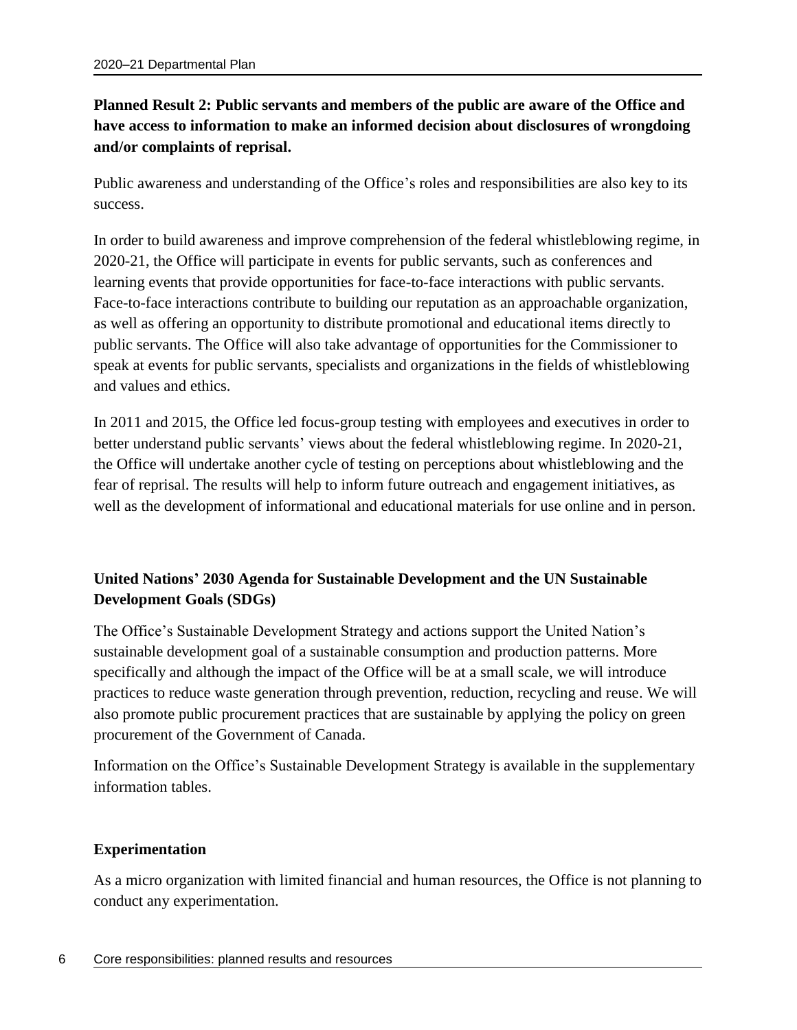**Planned Result 2: Public servants and members of the public are aware of the Office and have access to information to make an informed decision about disclosures of wrongdoing and/or complaints of reprisal.**

Public awareness and understanding of the Office's roles and responsibilities are also key to its success.

In order to build awareness and improve comprehension of the federal whistleblowing regime, in 2020-21, the Office will participate in events for public servants, such as conferences and learning events that provide opportunities for face-to-face interactions with public servants. Face-to-face interactions contribute to building our reputation as an approachable organization, as well as offering an opportunity to distribute promotional and educational items directly to public servants. The Office will also take advantage of opportunities for the Commissioner to speak at events for public servants, specialists and organizations in the fields of whistleblowing and values and ethics.

In 2011 and 2015, the Office led focus-group testing with employees and executives in order to better understand public servants' views about the federal whistleblowing regime. In 2020-21, the Office will undertake another cycle of testing on perceptions about whistleblowing and the fear of reprisal. The results will help to inform future outreach and engagement initiatives, as well as the development of informational and educational materials for use online and in person.

**United Nations' 2030 Agenda for Sustainable Development and the UN Sustainable Development Goals (SDGs)**

The Office's Sustainable Development Strategy and actions support the United Nation's sustainable development goal of a sustainable consumption and production patterns. More specifically and although the impact of the Office will be at a small scale, we will introduce practices to reduce waste generation through prevention, reduction, recycling and reuse. We will also promote public procurement practices that are sustainable by applying the policy on green procurement of the Government of Canada.

Information on the Office's Sustainable Development Strategy is available in the supplementary information tables.

**Experimentation**

As a micro organization with limited financial and human resources, the Office is not planning to conduct any experimentation.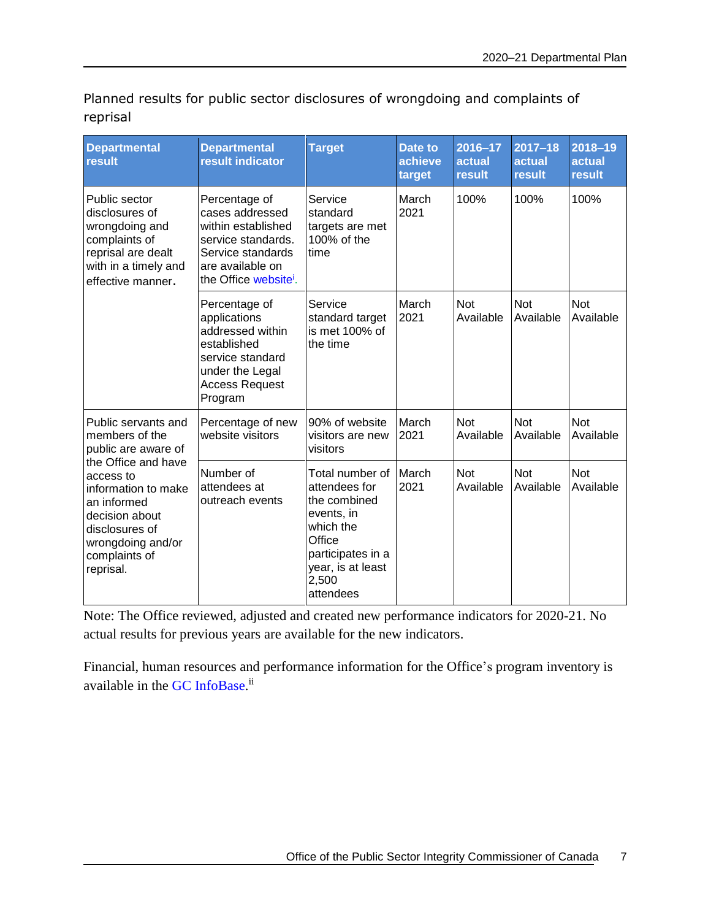Planned results for public sector disclosures of wrongdoing and complaints of reprisal

| Departmental result | Departmental result indicator | Target | Date to achieve target | 2016–17 actual result | 2017–18 actual result | 2018–19 actual result |
| --- | --- | --- | --- | --- | --- | --- |
| Public sector disclosures of wrongdoing and complaints of reprisal are dealt with in a timely and effective manner. | Percentage of cases addressed within established service standards. Service standards are available on the Office website[i]. | Service standard targets are met 100% of the time | March 2021 | 100% | 100% | 100% |
| | Percentage of applications addressed within established service standard under the Legal Access Request Program | Service standard target is met 100% of the time | March 2021 | Not Available | Not Available | Not Available |
| Public servants and members of the public are aware of the Office and have access to information to make an informed decision about disclosures of wrongdoing and/or complaints of reprisal. | Percentage of new website visitors | 90% of website visitors are new visitors | March 2021 | Not Available | Not Available | Not Available |
| | Number of attendees at outreach events | Total number of attendees for the combined events, in which the Office participates in a year, is at least 2,500 attendees | March 2021 | Not Available | Not Available | Not Available |

Note: The Office reviewed, adjusted and created new performance indicators for 2020-21. No actual results for previous years are available for the new indicators.

Financial, human resources and performance information for the Office's program inventory is available in the GC InfoBase.[ii]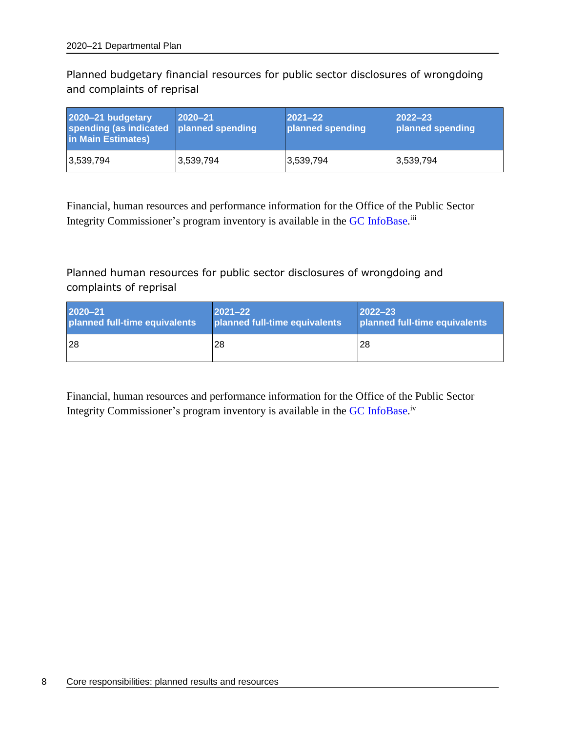Planned budgetary financial resources for public sector disclosures of wrongdoing and complaints of reprisal

| 2020–21 budgetary spending (as indicated in Main Estimates) | 2020–21 planned spending | 2021–22 planned spending | 2022–23 planned spending |
|---|---|---|---|
| 3,539,794 | 3,539,794 | 3,539,794 | 3,539,794 |

Financial, human resources and performance information for the Office of the Public Sector Integrity Commissioner's program inventory is available in the GC InfoBase.[iii]

Planned human resources for public sector disclosures of wrongdoing and complaints of reprisal

| 2020–21 planned full-time equivalents | 2021–22 planned full-time equivalents | 2022–23 planned full-time equivalents |
|---|---|---|
| 28 | 28 | 28 |

Financial, human resources and performance information for the Office of the Public Sector Integrity Commissioner's program inventory is available in the GC InfoBase.[iv]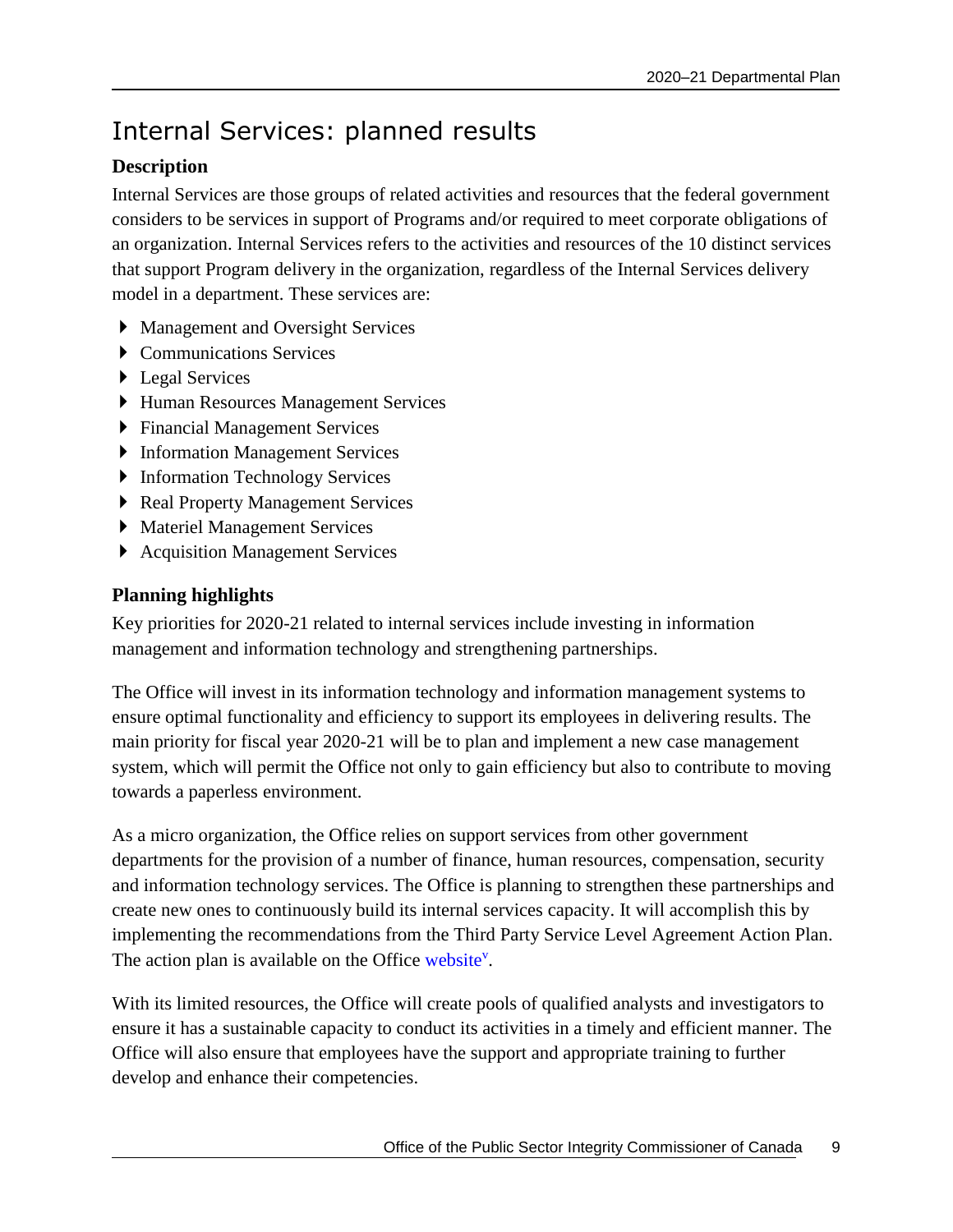# Internal Services: planned results

### Description

Internal Services are those groups of related activities and resources that the federal government considers to be services in support of Programs and/or required to meet corporate obligations of an organization. Internal Services refers to the activities and resources of the 10 distinct services that support Program delivery in the organization, regardless of the Internal Services delivery model in a department. These services are:

- Management and Oversight Services
- Communications Services
- Legal Services
- Human Resources Management Services
- Financial Management Services
- Information Management Services
- Information Technology Services
- Real Property Management Services
- Materiel Management Services
- Acquisition Management Services

### Planning highlights

Key priorities for 2020-21 related to internal services include investing in information management and information technology and strengthening partnerships.

The Office will invest in its information technology and information management systems to ensure optimal functionality and efficiency to support its employees in delivering results. The main priority for fiscal year 2020-21 will be to plan and implement a new case management system, which will permit the Office not only to gain efficiency but also to contribute to moving towards a paperless environment.

As a micro organization, the Office relies on support services from other government departments for the provision of a number of finance, human resources, compensation, security and information technology services. The Office is planning to strengthen these partnerships and create new ones to continuously build its internal services capacity. It will accomplish this by implementing the recommendations from the Third Party Service Level Agreement Action Plan. The action plan is available on the Office website[v].

With its limited resources, the Office will create pools of qualified analysts and investigators to ensure it has a sustainable capacity to conduct its activities in a timely and efficient manner. The Office will also ensure that employees have the support and appropriate training to further develop and enhance their competencies.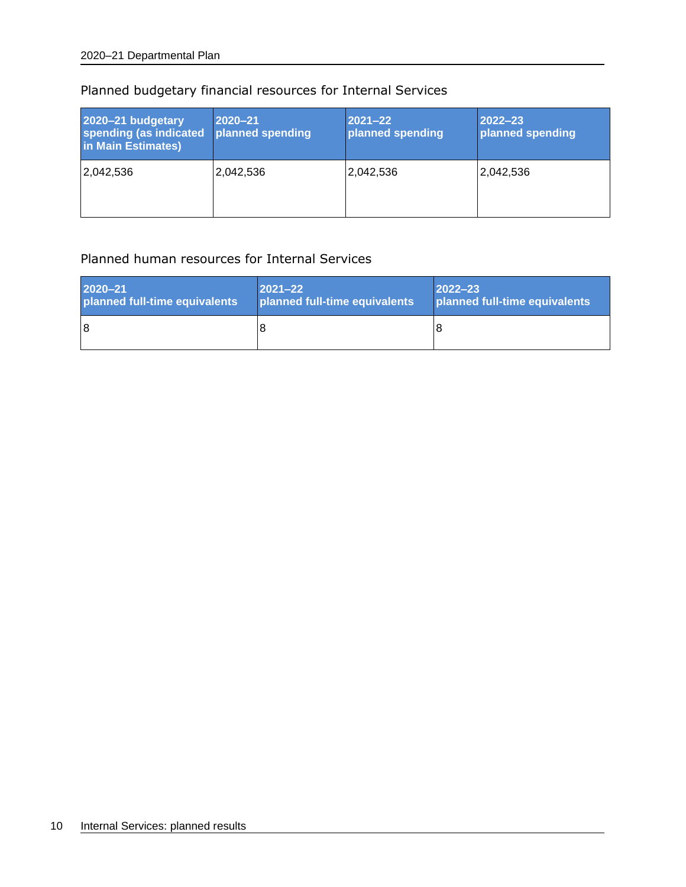## Planned budgetary financial resources for Internal Services

| 2020–21 budgetary spending (as indicated in Main Estimates) | 2020–21 planned spending | 2021–22 planned spending | 2022–23 planned spending |
|---|---|---|---|
| 2,042,536 | 2,042,536 | 2,042,536 | 2,042,536 |

## Planned human resources for Internal Services

| 2020–21 planned full-time equivalents | 2021–22 planned full-time equivalents | 2022–23 planned full-time equivalents |
|---|---|---|
| 8 | 8 | 8 |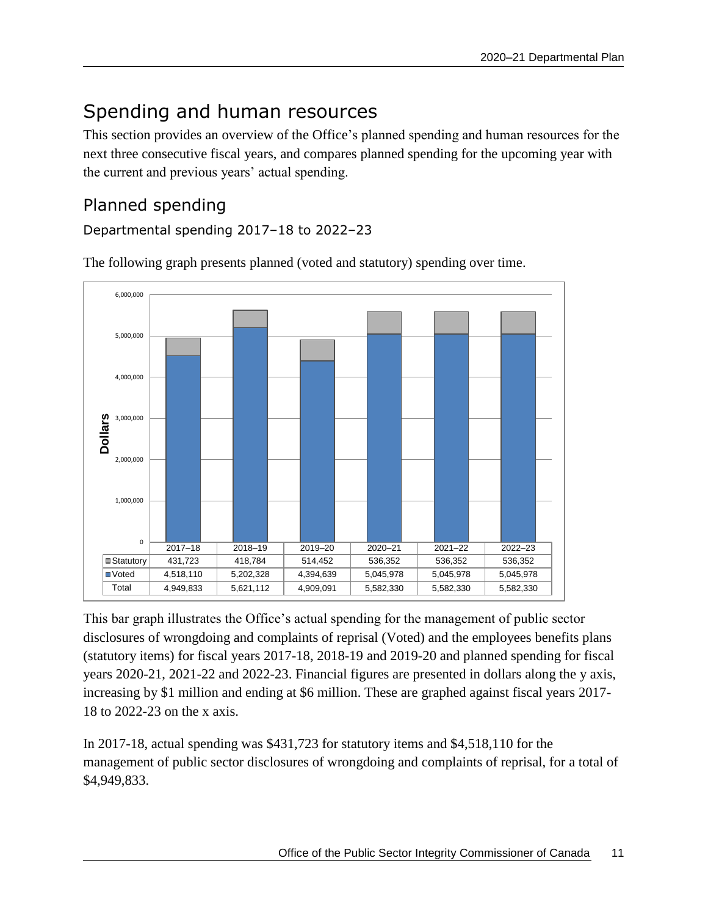# Spending and human resources

This section provides an overview of the Office's planned spending and human resources for the next three consecutive fiscal years, and compares planned spending for the upcoming year with the current and previous years' actual spending.

## Planned spending

### Departmental spending 2017–18 to 2022–23

The following graph presents planned (voted and statutory) spending over time.

| | 2017–18 | 2018–19 | 2019–20 | 2020–21 | 2021–22 | 2022–23 |
|---|---|---|---|---|---|---|
| Statutory | 431,723 | 418,784 | 514,452 | 536,352 | 536,352 | 536,352 |
| Voted | 4,518,110 | 5,202,328 | 4,394,639 | 5,045,978 | 5,045,978 | 5,045,978 |
| Total | 4,949,833 | 5,621,112 | 4,909,091 | 5,582,330 | 5,582,330 | 5,582,330 |

This bar graph illustrates the Office's actual spending for the management of public sector disclosures of wrongdoing and complaints of reprisal (Voted) and the employees benefits plans (statutory items) for fiscal years 2017-18, 2018-19 and 2019-20 and planned spending for fiscal years 2020-21, 2021-22 and 2022-23. Financial figures are presented in dollars along the y axis, increasing by $1 million and ending at $6 million. These are graphed against fiscal years 2017-18 to 2022-23 on the x axis.

In 2017-18, actual spending was $431,723 for statutory items and $4,518,110 for the management of public sector disclosures of wrongdoing and complaints of reprisal, for a total of $4,949,833.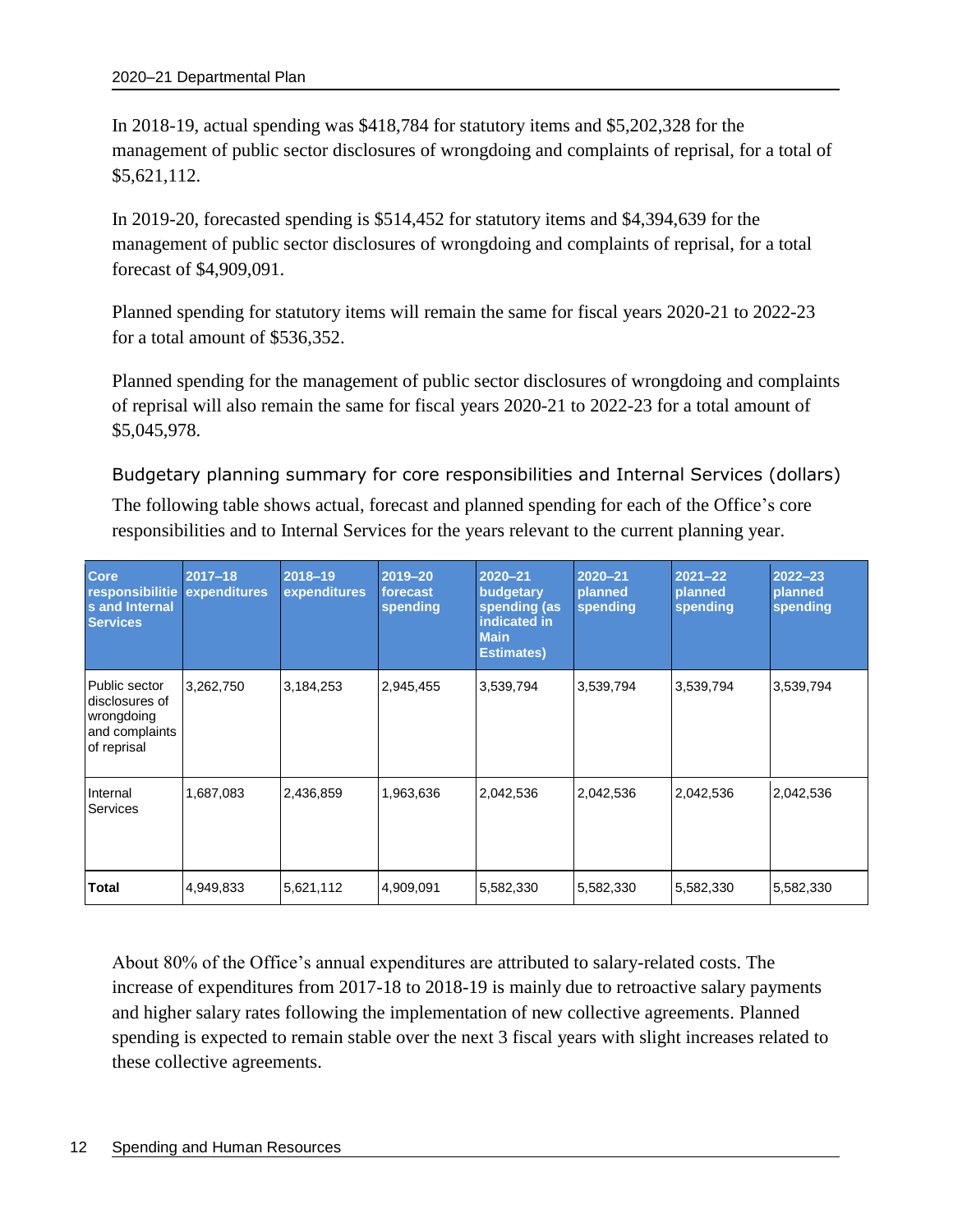In 2018-19, actual spending was $418,784 for statutory items and $5,202,328 for the management of public sector disclosures of wrongdoing and complaints of reprisal, for a total of $5,621,112.

In 2019-20, forecasted spending is $514,452 for statutory items and $4,394,639 for the management of public sector disclosures of wrongdoing and complaints of reprisal, for a total forecast of $4,909,091.

Planned spending for statutory items will remain the same for fiscal years 2020-21 to 2022-23 for a total amount of $536,352.

Planned spending for the management of public sector disclosures of wrongdoing and complaints of reprisal will also remain the same for fiscal years 2020-21 to 2022-23 for a total amount of $5,045,978.

### Budgetary planning summary for core responsibilities and Internal Services (dollars)

The following table shows actual, forecast and planned spending for each of the Office's core responsibilities and to Internal Services for the years relevant to the current planning year.

| Core responsibilities and Internal Services | 2017–18 expenditures | 2018–19 expenditures | 2019–20 forecast spending | 2020–21 budgetary spending (as indicated in Main Estimates) | 2020–21 planned spending | 2021–22 planned spending | 2022–23 planned spending |
|---|---|---|---|---|---|---|---|
| Public sector disclosures of wrongdoing and complaints of reprisal | 3,262,750 | 3,184,253 | 2,945,455 | 3,539,794 | 3,539,794 | 3,539,794 | 3,539,794 |
| Internal Services | 1,687,083 | 2,436,859 | 1,963,636 | 2,042,536 | 2,042,536 | 2,042,536 | 2,042,536 |
| **Total** | 4,949,833 | 5,621,112 | 4,909,091 | 5,582,330 | 5,582,330 | 5,582,330 | 5,582,330 |

About 80% of the Office's annual expenditures are attributed to salary-related costs. The increase of expenditures from 2017-18 to 2018-19 is mainly due to retroactive salary payments and higher salary rates following the implementation of new collective agreements. Planned spending is expected to remain stable over the next 3 fiscal years with slight increases related to these collective agreements.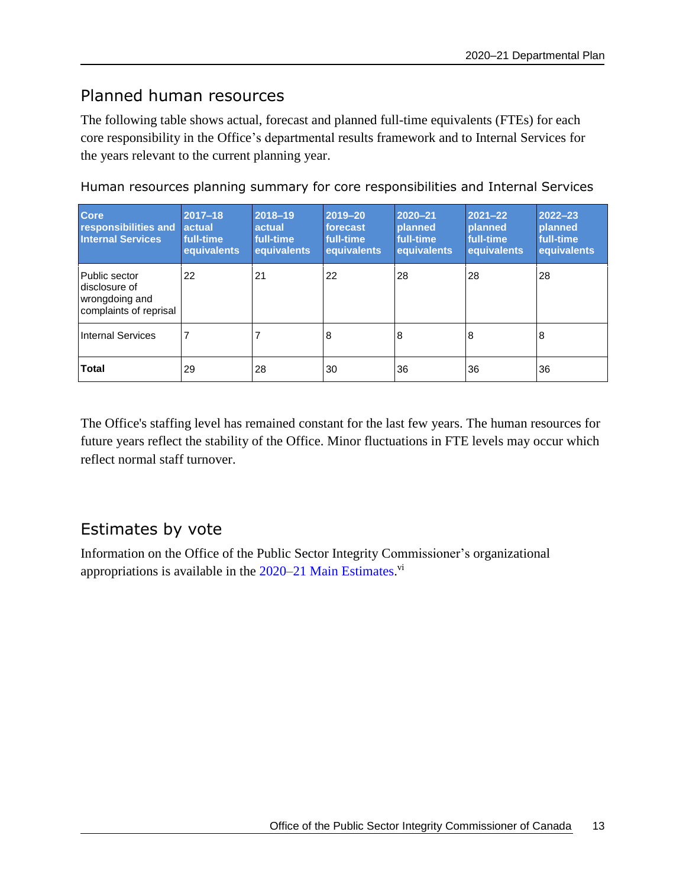## Planned human resources

The following table shows actual, forecast and planned full-time equivalents (FTEs) for each core responsibility in the Office's departmental results framework and to Internal Services for the years relevant to the current planning year.

Human resources planning summary for core responsibilities and Internal Services

| Core responsibilities and Internal Services | 2017–18 actual full-time equivalents | 2018–19 actual full-time equivalents | 2019–20 forecast full-time equivalents | 2020–21 planned full-time equivalents | 2021–22 planned full-time equivalents | 2022–23 planned full-time equivalents |
|---|---|---|---|---|---|---|
| Public sector disclosure of wrongdoing and complaints of reprisal | 22 | 21 | 22 | 28 | 28 | 28 |
| Internal Services | 7 | 7 | 8 | 8 | 8 | 8 |
| **Total** | 29 | 28 | 30 | 36 | 36 | 36 |

The Office's staffing level has remained constant for the last few years. The human resources for future years reflect the stability of the Office. Minor fluctuations in FTE levels may occur which reflect normal staff turnover.

## Estimates by vote

Information on the Office of the Public Sector Integrity Commissioner's organizational appropriations is available in the 2020–21 Main Estimates.[vi]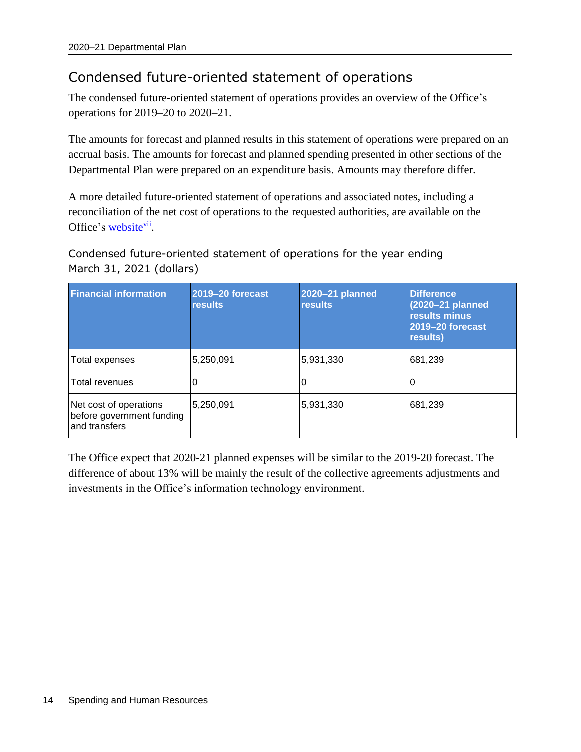## Condensed future-oriented statement of operations

The condensed future-oriented statement of operations provides an overview of the Office's operations for 2019–20 to 2020–21.

The amounts for forecast and planned results in this statement of operations were prepared on an accrual basis. The amounts for forecast and planned spending presented in other sections of the Departmental Plan were prepared on an expenditure basis. Amounts may therefore differ.

A more detailed future-oriented statement of operations and associated notes, including a reconciliation of the net cost of operations to the requested authorities, are available on the Office's website[vii].

### Condensed future-oriented statement of operations for the year ending March 31, 2021 (dollars)

| Financial information | 2019–20 forecast results | 2020–21 planned results | Difference (2020–21 planned results minus 2019–20 forecast results) |
|---|---|---|---|
| Total expenses | 5,250,091 | 5,931,330 | 681,239 |
| Total revenues | 0 | 0 | 0 |
| Net cost of operations before government funding and transfers | 5,250,091 | 5,931,330 | 681,239 |

The Office expect that 2020-21 planned expenses will be similar to the 2019-20 forecast. The difference of about 13% will be mainly the result of the collective agreements adjustments and investments in the Office's information technology environment.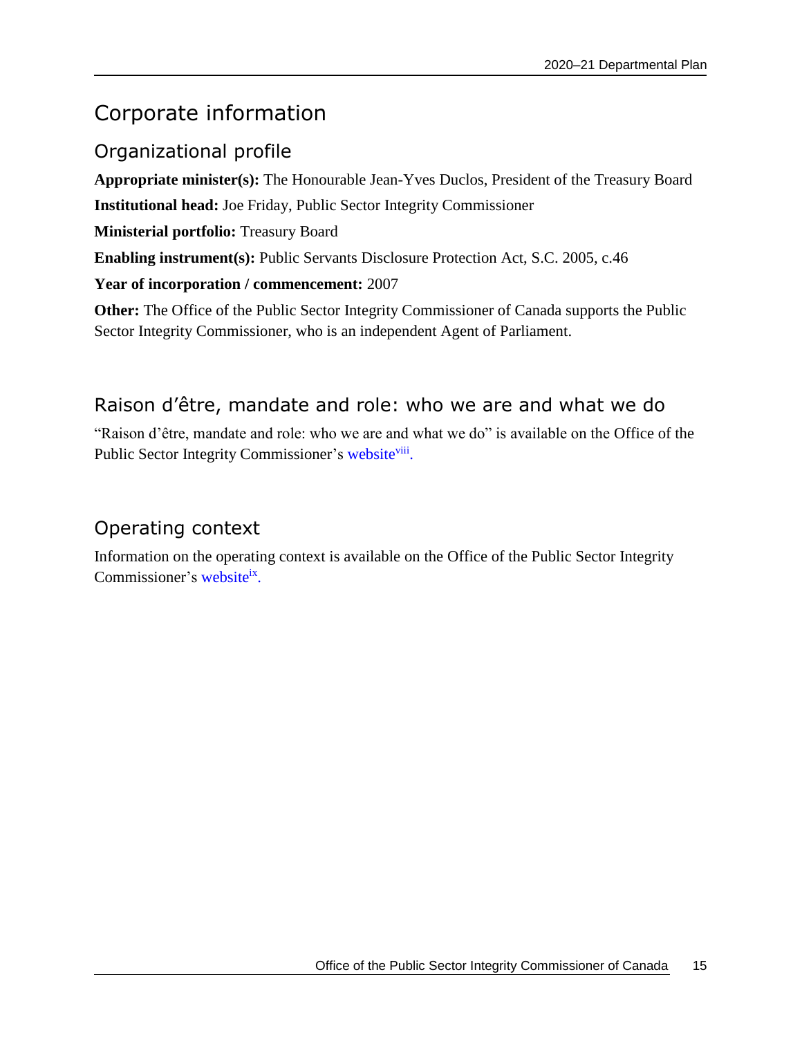# Corporate information

## Organizational profile

**Appropriate minister(s):** The Honourable Jean-Yves Duclos, President of the Treasury Board

**Institutional head:** Joe Friday, Public Sector Integrity Commissioner

**Ministerial portfolio:** Treasury Board

**Enabling instrument(s):** Public Servants Disclosure Protection Act, S.C. 2005, c.46

**Year of incorporation / commencement:** 2007

**Other:** The Office of the Public Sector Integrity Commissioner of Canada supports the Public Sector Integrity Commissioner, who is an independent Agent of Parliament.

## Raison d'être, mandate and role: who we are and what we do

"Raison d'être, mandate and role: who we are and what we do" is available on the Office of the Public Sector Integrity Commissioner's website[viii].

## Operating context

Information on the operating context is available on the Office of the Public Sector Integrity Commissioner's website[ix].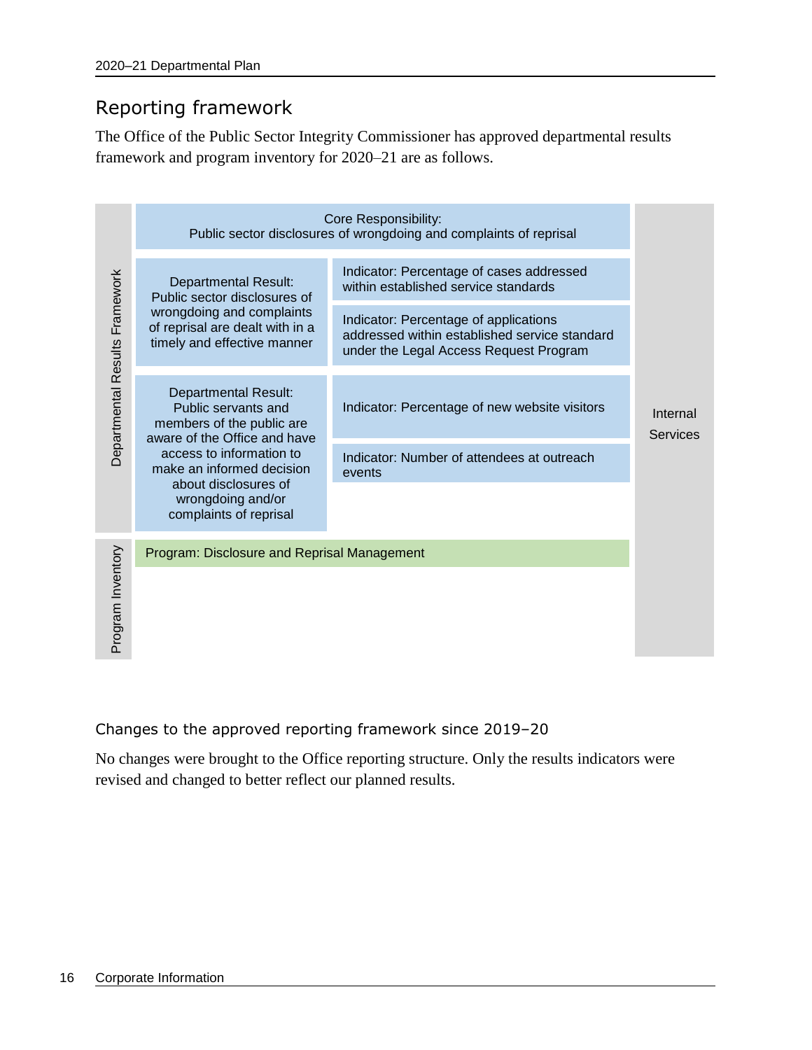## Reporting framework

The Office of the Public Sector Integrity Commissioner has approved departmental results framework and program inventory for 2020–21 are as follows.

| | Core Responsibility: Public sector disclosures of wrongdoing and complaints of reprisal | | |
|---|---|---|---|
| Departmental Results Framework | Departmental Result: Public sector disclosures of wrongdoing and complaints of reprisal are dealt with in a timely and effective manner | Indicator: Percentage of cases addressed within established service standards | Internal Services |
| | | Indicator: Percentage of applications addressed within established service standard under the Legal Access Request Program | |
| | Departmental Result: Public servants and members of the public are aware of the Office and have access to information to make an informed decision about disclosures of wrongdoing and/or complaints of reprisal | Indicator: Percentage of new website visitors | |
| | | Indicator: Number of attendees at outreach events | |
| Program Inventory | Program: Disclosure and Reprisal Management | | |

### Changes to the approved reporting framework since 2019–20

No changes were brought to the Office reporting structure. Only the results indicators were revised and changed to better reflect our planned results.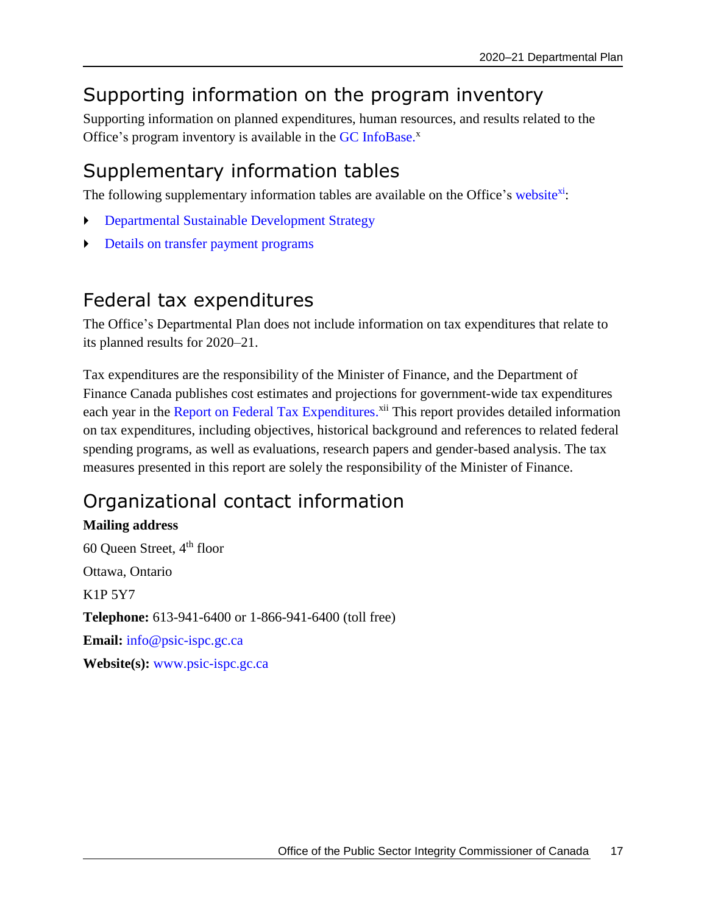## Supporting information on the program inventory

Supporting information on planned expenditures, human resources, and results related to the Office's program inventory is available in the GC InfoBase.[x]

## Supplementary information tables

The following supplementary information tables are available on the Office's website[xi]:

- Departmental Sustainable Development Strategy
- Details on transfer payment programs

## Federal tax expenditures

The Office's Departmental Plan does not include information on tax expenditures that relate to its planned results for 2020–21.

Tax expenditures are the responsibility of the Minister of Finance, and the Department of Finance Canada publishes cost estimates and projections for government-wide tax expenditures each year in the Report on Federal Tax Expenditures.[xii] This report provides detailed information on tax expenditures, including objectives, historical background and references to related federal spending programs, as well as evaluations, research papers and gender-based analysis. The tax measures presented in this report are solely the responsibility of the Minister of Finance.

## Organizational contact information

**Mailing address**

60 Queen Street, 4th floor

Ottawa, Ontario

K1P 5Y7

**Telephone:** 613-941-6400 or 1-866-941-6400 (toll free)

**Email:** info@psic-ispc.gc.ca

**Website(s):** www.psic-ispc.gc.ca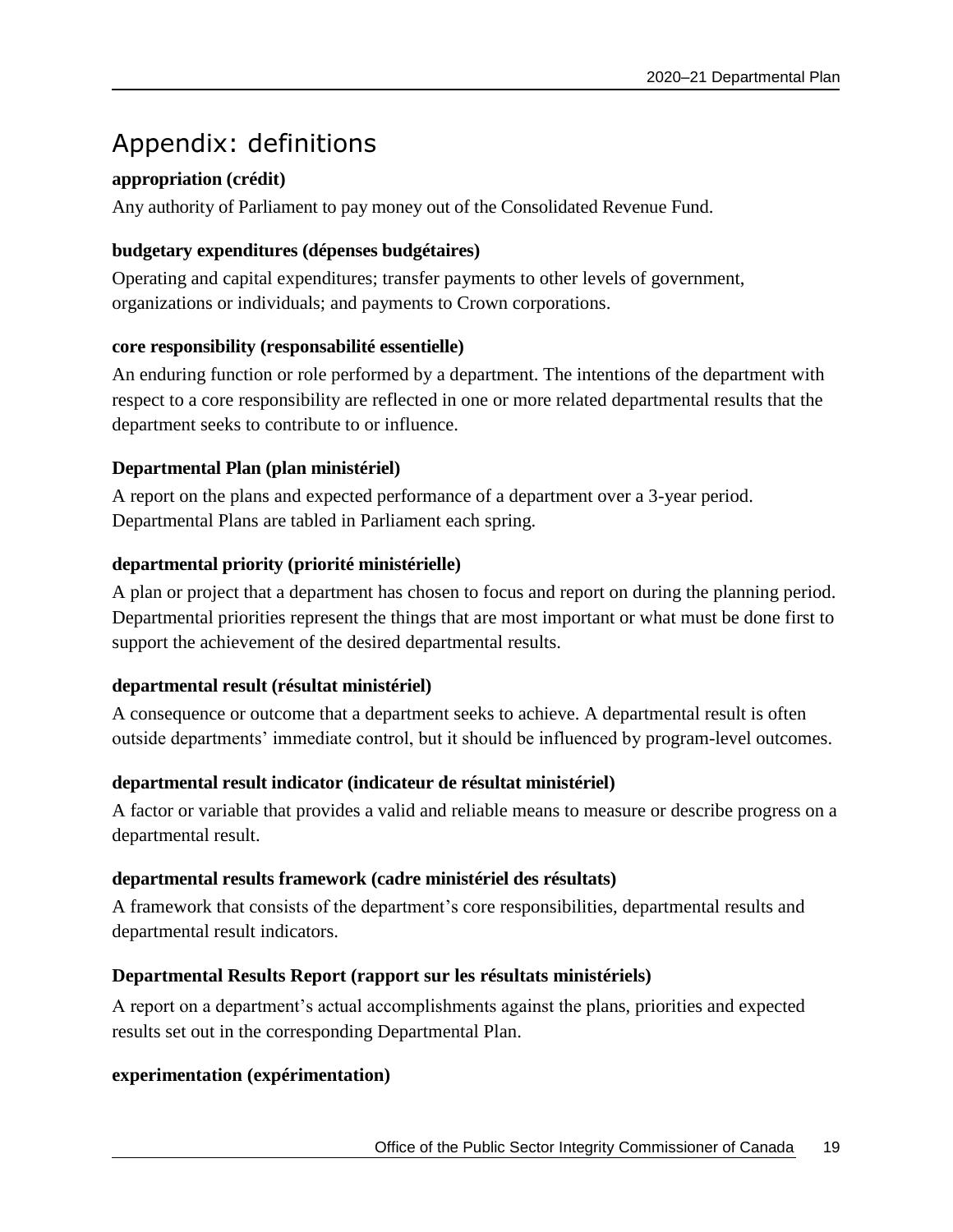## Appendix: definitions

**appropriation (crédit)**

Any authority of Parliament to pay money out of the Consolidated Revenue Fund.

**budgetary expenditures (dépenses budgétaires)**

Operating and capital expenditures; transfer payments to other levels of government, organizations or individuals; and payments to Crown corporations.

**core responsibility (responsabilité essentielle)**

An enduring function or role performed by a department. The intentions of the department with respect to a core responsibility are reflected in one or more related departmental results that the department seeks to contribute to or influence.

**Departmental Plan (plan ministériel)**

A report on the plans and expected performance of a department over a 3-year period. Departmental Plans are tabled in Parliament each spring.

**departmental priority (priorité ministérielle)**

A plan or project that a department has chosen to focus and report on during the planning period. Departmental priorities represent the things that are most important or what must be done first to support the achievement of the desired departmental results.

**departmental result (résultat ministériel)**

A consequence or outcome that a department seeks to achieve. A departmental result is often outside departments' immediate control, but it should be influenced by program-level outcomes.

**departmental result indicator (indicateur de résultat ministériel)**

A factor or variable that provides a valid and reliable means to measure or describe progress on a departmental result.

**departmental results framework (cadre ministériel des résultats)**

A framework that consists of the department's core responsibilities, departmental results and departmental result indicators.

**Departmental Results Report (rapport sur les résultats ministériels)**

A report on a department's actual accomplishments against the plans, priorities and expected results set out in the corresponding Departmental Plan.

**experimentation (expérimentation)**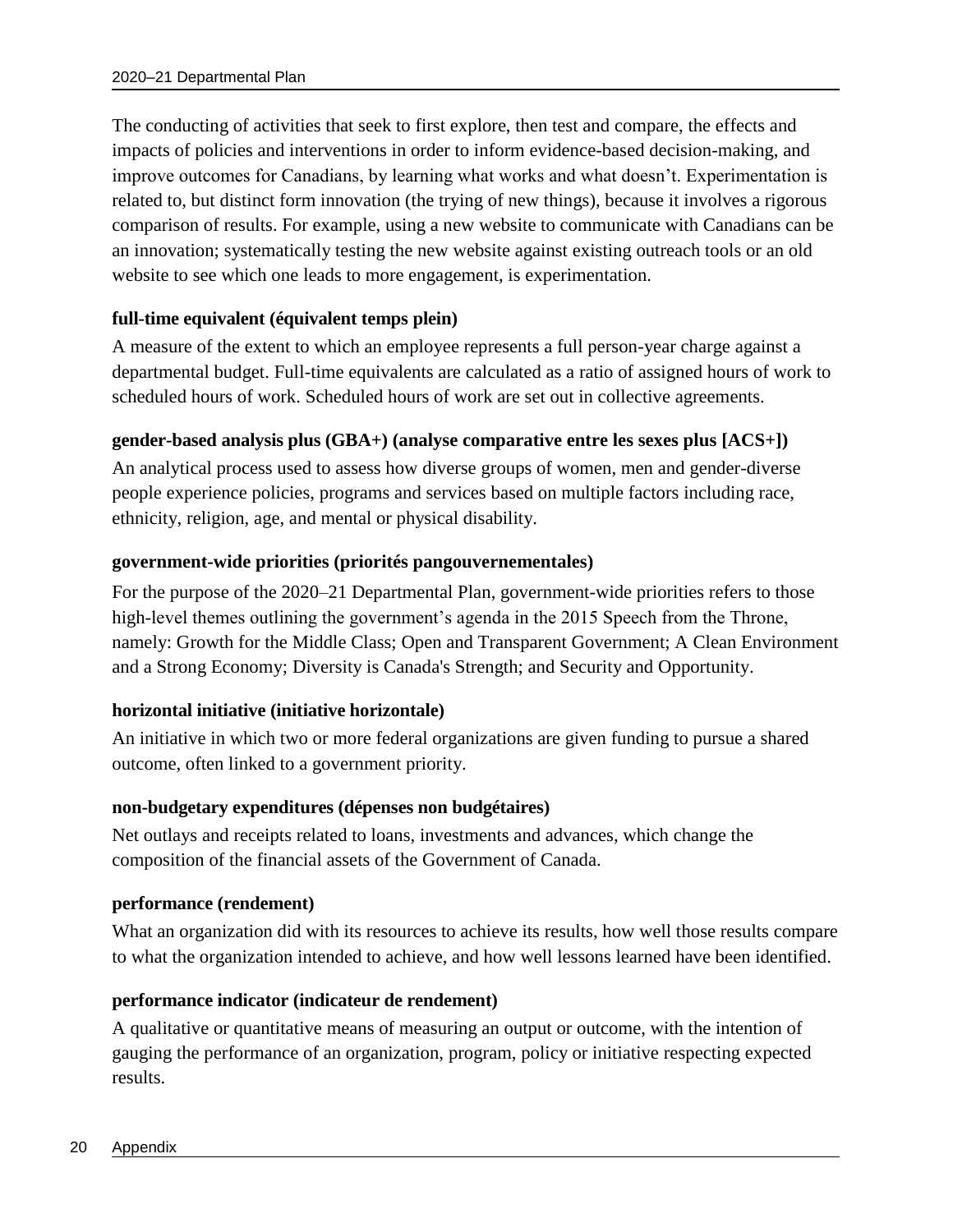The conducting of activities that seek to first explore, then test and compare, the effects and impacts of policies and interventions in order to inform evidence-based decision-making, and improve outcomes for Canadians, by learning what works and what doesn't. Experimentation is related to, but distinct form innovation (the trying of new things), because it involves a rigorous comparison of results. For example, using a new website to communicate with Canadians can be an innovation; systematically testing the new website against existing outreach tools or an old website to see which one leads to more engagement, is experimentation.

**full-time equivalent (équivalent temps plein)**

A measure of the extent to which an employee represents a full person-year charge against a departmental budget. Full-time equivalents are calculated as a ratio of assigned hours of work to scheduled hours of work. Scheduled hours of work are set out in collective agreements.

**gender-based analysis plus (GBA+) (analyse comparative entre les sexes plus [ACS+])**

An analytical process used to assess how diverse groups of women, men and gender-diverse people experience policies, programs and services based on multiple factors including race, ethnicity, religion, age, and mental or physical disability.

**government-wide priorities (priorités pangouvernementales)**

For the purpose of the 2020–21 Departmental Plan, government-wide priorities refers to those high-level themes outlining the government's agenda in the 2015 Speech from the Throne, namely: Growth for the Middle Class; Open and Transparent Government; A Clean Environment and a Strong Economy; Diversity is Canada's Strength; and Security and Opportunity.

**horizontal initiative (initiative horizontale)**

An initiative in which two or more federal organizations are given funding to pursue a shared outcome, often linked to a government priority.

**non-budgetary expenditures (dépenses non budgétaires)**

Net outlays and receipts related to loans, investments and advances, which change the composition of the financial assets of the Government of Canada.

**performance (rendement)**

What an organization did with its resources to achieve its results, how well those results compare to what the organization intended to achieve, and how well lessons learned have been identified.

**performance indicator (indicateur de rendement)**

A qualitative or quantitative means of measuring an output or outcome, with the intention of gauging the performance of an organization, program, policy or initiative respecting expected results.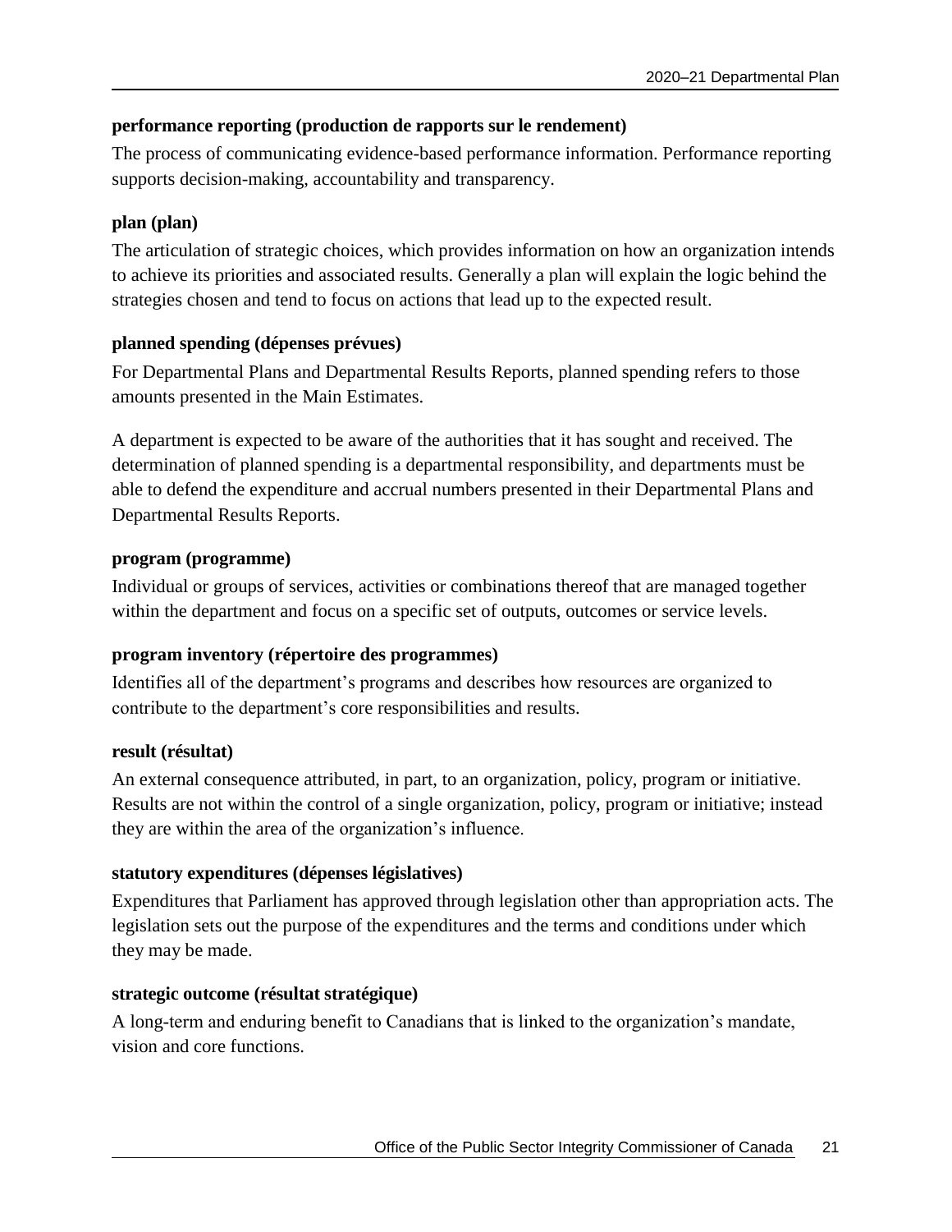**performance reporting (production de rapports sur le rendement)**

The process of communicating evidence-based performance information. Performance reporting supports decision-making, accountability and transparency.

**plan (plan)**

The articulation of strategic choices, which provides information on how an organization intends to achieve its priorities and associated results. Generally a plan will explain the logic behind the strategies chosen and tend to focus on actions that lead up to the expected result.

**planned spending (dépenses prévues)**

For Departmental Plans and Departmental Results Reports, planned spending refers to those amounts presented in the Main Estimates.

A department is expected to be aware of the authorities that it has sought and received. The determination of planned spending is a departmental responsibility, and departments must be able to defend the expenditure and accrual numbers presented in their Departmental Plans and Departmental Results Reports.

**program (programme)**

Individual or groups of services, activities or combinations thereof that are managed together within the department and focus on a specific set of outputs, outcomes or service levels.

**program inventory (répertoire des programmes)**

Identifies all of the department's programs and describes how resources are organized to contribute to the department's core responsibilities and results.

**result (résultat)**

An external consequence attributed, in part, to an organization, policy, program or initiative. Results are not within the control of a single organization, policy, program or initiative; instead they are within the area of the organization's influence.

**statutory expenditures (dépenses législatives)**

Expenditures that Parliament has approved through legislation other than appropriation acts. The legislation sets out the purpose of the expenditures and the terms and conditions under which they may be made.

**strategic outcome (résultat stratégique)**

A long-term and enduring benefit to Canadians that is linked to the organization's mandate, vision and core functions.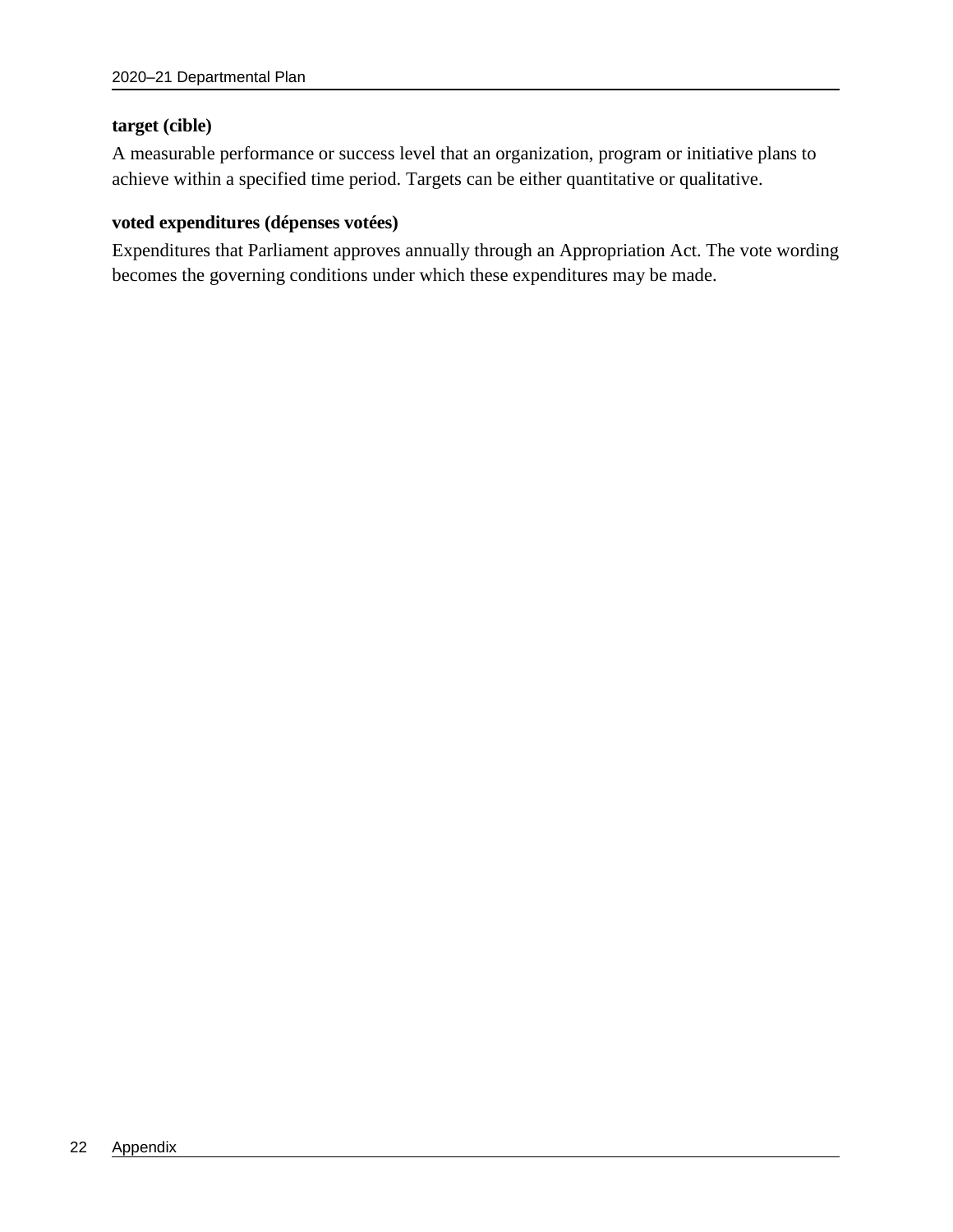**target (cible)**

A measurable performance or success level that an organization, program or initiative plans to achieve within a specified time period. Targets can be either quantitative or qualitative.

**voted expenditures (dépenses votées)**

Expenditures that Parliament approves annually through an Appropriation Act. The vote wording becomes the governing conditions under which these expenditures may be made.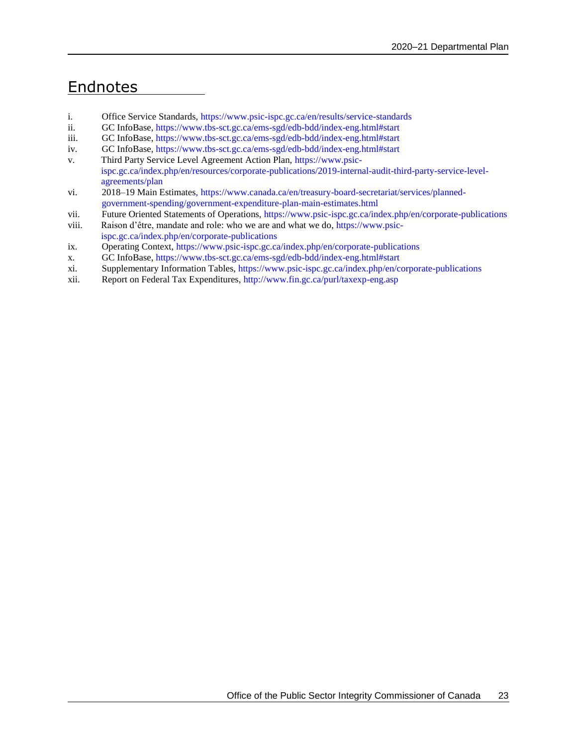# Endnotes

i. Office Service Standards, https://www.psic-ispc.gc.ca/en/results/service-standards
ii. GC InfoBase, https://www.tbs-sct.gc.ca/ems-sgd/edb-bdd/index-eng.html#start
iii. GC InfoBase, https://www.tbs-sct.gc.ca/ems-sgd/edb-bdd/index-eng.html#start
iv. GC InfoBase, https://www.tbs-sct.gc.ca/ems-sgd/edb-bdd/index-eng.html#start
v. Third Party Service Level Agreement Action Plan, https://www.psic-ispc.gc.ca/index.php/en/resources/corporate-publications/2019-internal-audit-third-party-service-level-agreements/plan
vi. 2018–19 Main Estimates, https://www.canada.ca/en/treasury-board-secretariat/services/planned-government-spending/government-expenditure-plan-main-estimates.html
vii. Future Oriented Statements of Operations, https://www.psic-ispc.gc.ca/index.php/en/corporate-publications
viii. Raison d'être, mandate and role: who we are and what we do, https://www.psic-ispc.gc.ca/index.php/en/corporate-publications
ix. Operating Context, https://www.psic-ispc.gc.ca/index.php/en/corporate-publications
x. GC InfoBase, https://www.tbs-sct.gc.ca/ems-sgd/edb-bdd/index-eng.html#start
xi. Supplementary Information Tables, https://www.psic-ispc.gc.ca/index.php/en/corporate-publications
xii. Report on Federal Tax Expenditures, http://www.fin.gc.ca/purl/taxexp-eng.asp